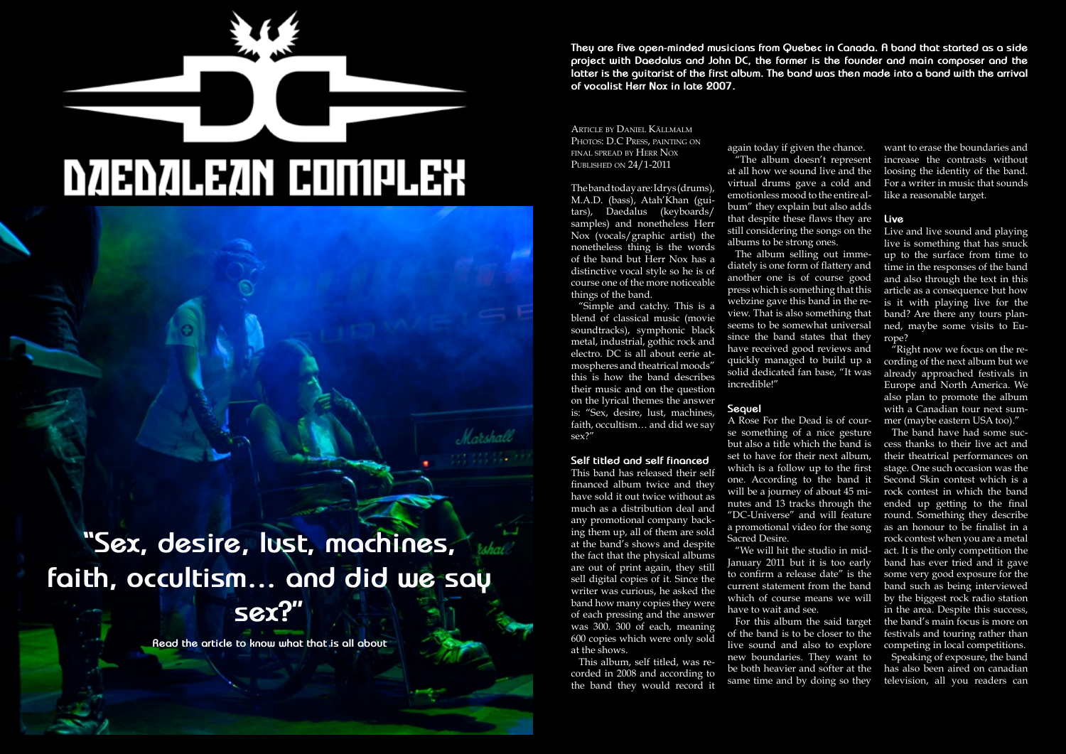# DAEDALEAN COMPLEX

**"Sex, desire, lust, machines, faith, occultism… and did we say sex?"**

**Read the article to know what that is all about**

**They are five open-minded musicians from Quebec in Canada. A band that started as a side project with Daedalus and John DC, the former is the founder and main composer and the latter is the guitarist of the first album. The band was then made into a band with the arrival of vocalist Herr Nox in late 2007.**

Article by Daniel Källmalm
Photos: D.C Press, painting on final spread by Herr Nox
Published on 24/1-2011

The band today are: Idrys (drums), M.A.D. (bass), Atah'Khan (guitars), Daedalus (keyboards/samples) and nonetheless Herr Nox (vocals/graphic artist) the nonetheless thing is the words of the band but Herr Nox has a distinctive vocal style so he is of course one of the more noticeable things of the band.

"Simple and catchy. This is a blend of classical music (movie soundtracks), symphonic black metal, industrial, gothic rock and electro. DC is all about eerie atmospheres and theatrical moods" this is how the band describes their music and on the question on the lyrical themes the answer is: "Sex, desire, lust, machines, faith, occultism… and did we say sex?"

### Self titled and self financed

This band has released their self financed album twice and they have sold it out twice without as much as a distribution deal and any promotional company backing them up, all of them are sold at the band's shows and despite the fact that the physical albums are out of print again, they still sell digital copies of it. Since the writer was curious, he asked the band how many copies they were of each pressing and the answer was 300. 300 of each, meaning 600 copies which were only sold at the shows.

This album, self titled, was recorded in 2008 and according to the band they would record it again today if given the chance.

"The album doesn't represent at all how we sound live and the virtual drums gave a cold and emotionless mood to the entire album" they explain but also adds that despite these flaws they are still considering the songs on the albums to be strong ones.

The album selling out immediately is one form of flattery and another one is of course good press which is something that this webzine gave this band in the review. That is also something that seems to be somewhat universal since the band states that they have received good reviews and quickly managed to build up a solid dedicated fan base, "It was incredible!"

### Sequel

A Rose For the Dead is of course something of a nice gesture but also a title which the band is set to have for their next album, which is a follow up to the first one. According to the band it will be a journey of about 45 minutes and 13 tracks through the "DC-Universe" and will feature a promotional video for the song Sacred Desire.

"We will hit the studio in mid-January 2011 but it is too early to confirm a release date" is the current statement from the band which of course means we will have to wait and see.

For this album the said target of the band is to be closer to the live sound and also to explore new boundaries. They want to be both heavier and softer at the same time and by doing so they want to erase the boundaries and increase the contrasts without loosing the identity of the band. For a writer in music that sounds like a reasonable target.

### Live

Live and live sound and playing live is something that has snuck up to the surface from time to time in the responses of the band and also through the text in this article as a consequence but how is it with playing live for the band? Are there any tours planned, maybe some visits to Europe?

"Right now we focus on the recording of the next album but we already approached festivals in Europe and North America. We also plan to promote the album with a Canadian tour next summer (maybe eastern USA too)."

The band have had some success thanks to their live act and their theatrical performances on stage. One such occasion was the Second Skin contest which is a rock contest in which the band ended up getting to the final round. Something they describe as an honour to be finalist in a rock contest when you are a metal act. It is the only competition the band has ever tried and it gave some very good exposure for the band such as being interviewed by the biggest rock radio station in the area. Despite this success, the band's main focus is more on festivals and touring rather than competing in local competitions.

Speaking of exposure, the band has also been aired on canadian television, all you readers can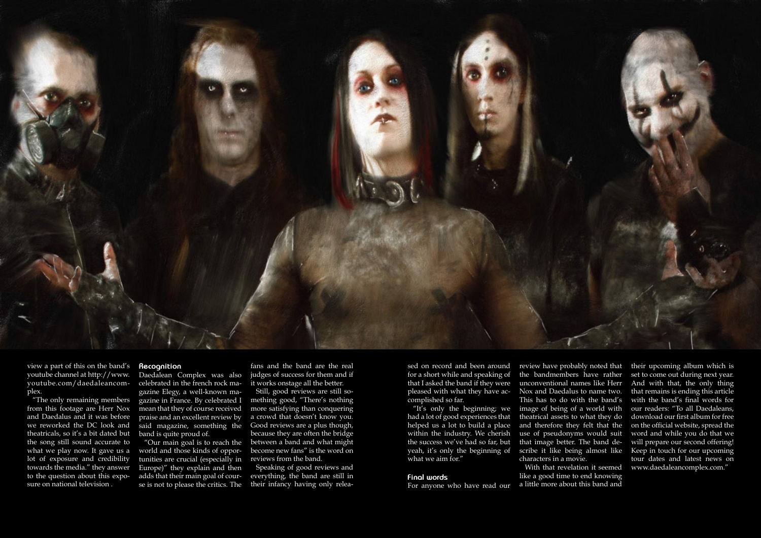view a part of this on the band's youtube channel at http://www.youtube.com/daedaleancomplex.

"The only remaining members from this footage are Herr Nox and Daedalus and it was before we reworked the DC look and theatricals, so it's a bit dated but the song still sound accurate to what we play now. It gave us a lot of exposure and credibility towards the media." they answer to the question about this exposure on national television .

### Recognition

Daedalean Complex was also celebrated in the french rock magazine Elegy, a well-known magazine in France. By celebrated I mean that they of course received praise and an excellent review by said magazine, something the band is quite proud of.

"Our main goal is to reach the world and those kinds of opportunities are crucial (especially in Europe)" they explain and then adds that their main goal of course is not to please the critics. The fans and the band are the real judges of success for them and if it works onstage all the better.

Still, good reviews are still something good, "There's nothing more satisfying than conquering a crowd that doesn't know you. Good reviews are a plus though, because they are often the bridge between a band and what might become new fans" is the word on reviews from the band.

Speaking of good reviews and everything, the band are still in their infancy having only released on record and been around for a short while and speaking of that I asked the band if they were pleased with what they have accomplished so far.

"It's only the beginning; we had a lot of good experiences that helped us a lot to build a place within the industry. We cherish the success we've had so far, but yeah, it's only the beginning of what we aim for."

### Final words

For anyone who have read our review have probably noted that the bandmembers have rather unconventional names like Herr Nox and Daedalus to name two. This has to do with the band's image of being of a world with theatrical assets to what they do and therefore they felt that the use of pseudonyms would suit that image better. The band describe it like being almost like characters in a movie.

With that revelation it seemed like a good time to end knowing a little more about this band and their upcoming album which is set to come out during next year. And with that, the only thing that remains is ending this article with the band's final words for our readers: "To all Daedaleans, download our first album for free on the official website, spread the word and while you do that we will prepare our second offering! Keep in touch for our upcoming tour dates and latest news on www.daedaleancomplex.com."